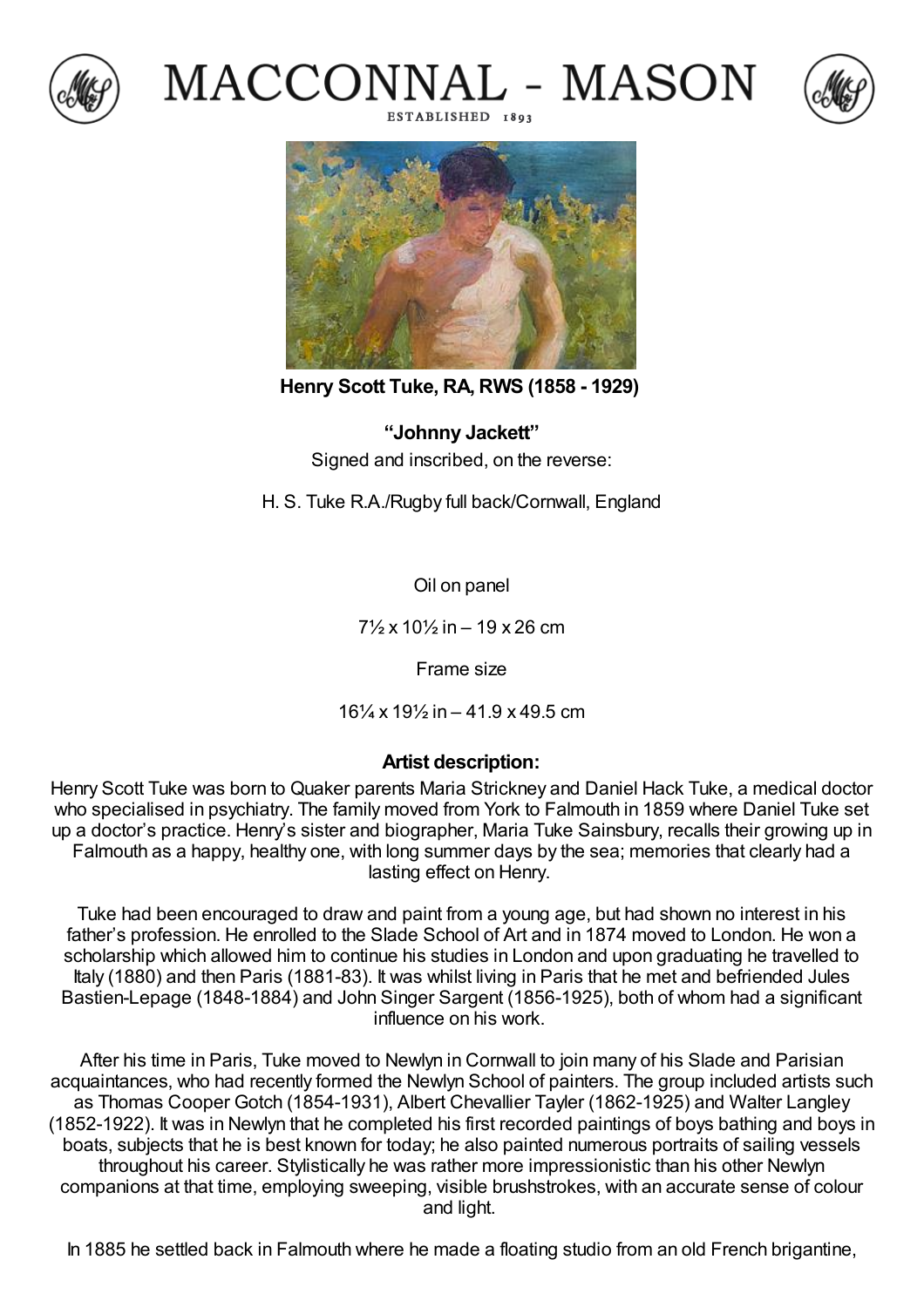# MACCONNAL - MASON

ESTABLISHED 1893

**Henry Scott Tuke, RA, RWS (1858 - 1929)**

**"Johnny Jackett"**

Signed and inscribed, on the reverse:

H. S. Tuke R.A./Rugby full back/Cornwall, England

Oil on panel

7½ x 10½ in – 19 x 26 cm

Frame size

16¼ x 19½ in – 41.9 x 49.5 cm

**Artist description:**

Henry Scott Tuke was born to Quaker parents Maria Strickney and Daniel Hack Tuke, a medical doctor who specialised in psychiatry. The family moved from York to Falmouth in 1859 where Daniel Tuke set up a doctor's practice. Henry's sister and biographer, Maria Tuke Sainsbury, recalls their growing up in Falmouth as a happy, healthy one, with long summer days by the sea; memories that clearly had a lasting effect on Henry.

Tuke had been encouraged to draw and paint from a young age, but had shown no interest in his father's profession. He enrolled to the Slade School of Art and in 1874 moved to London. He won a scholarship which allowed him to continue his studies in London and upon graduating he travelled to Italy (1880) and then Paris (1881-83). It was whilst living in Paris that he met and befriended Jules Bastien-Lepage (1848-1884) and John Singer Sargent (1856-1925), both of whom had a significant influence on his work.

After his time in Paris, Tuke moved to Newlyn in Cornwall to join many of his Slade and Parisian acquaintances, who had recently formed the Newlyn School of painters. The group included artists such as Thomas Cooper Gotch (1854-1931), Albert Chevallier Tayler (1862-1925) and Walter Langley (1852-1922). It was in Newlyn that he completed his first recorded paintings of boys bathing and boys in boats, subjects that he is best known for today; he also painted numerous portraits of sailing vessels throughout his career. Stylistically he was rather more impressionistic than his other Newlyn companions at that time, employing sweeping, visible brushstrokes, with an accurate sense of colour and light.

In 1885 he settled back in Falmouth where he made a floating studio from an old French brigantine,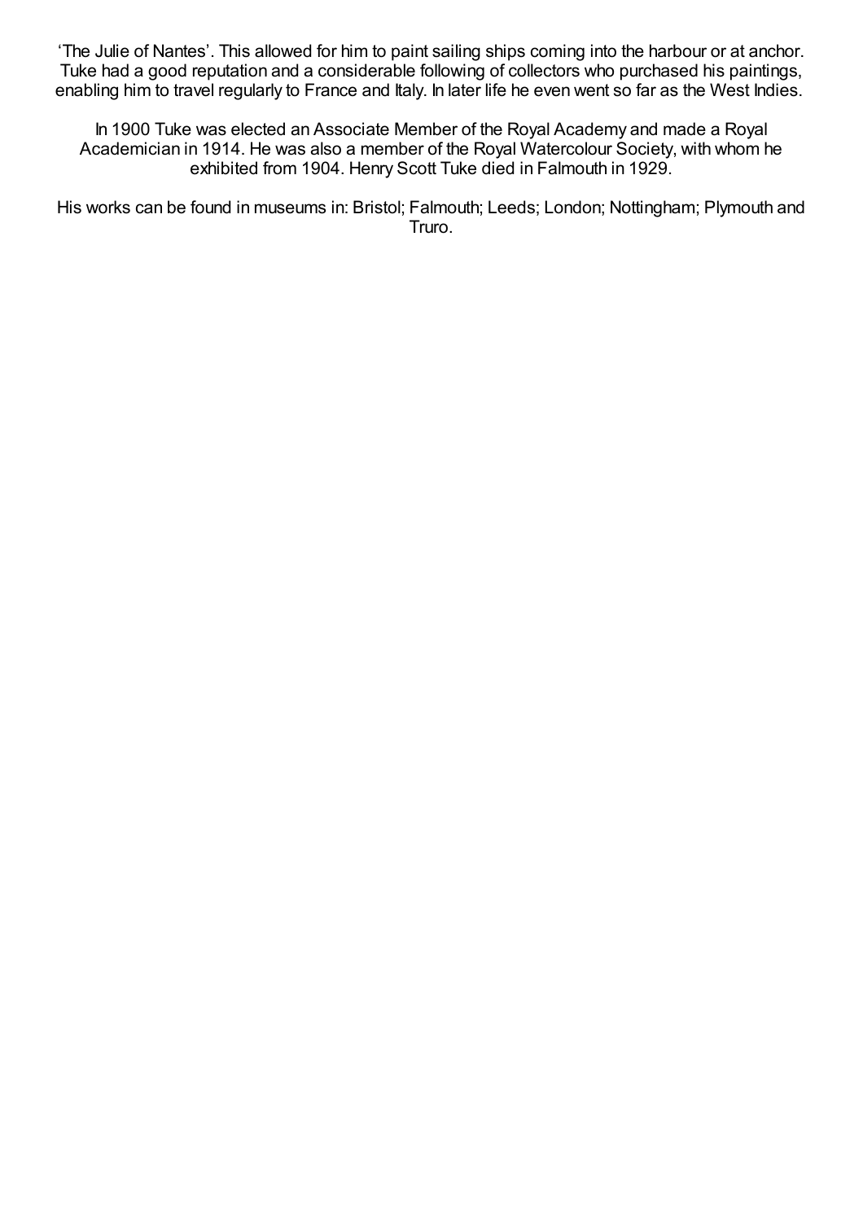'The Julie of Nantes'. This allowed for him to paint sailing ships coming into the harbour or at anchor. Tuke had a good reputation and a considerable following of collectors who purchased his paintings, enabling him to travel regularly to France and Italy. In later life he even went so far as the West Indies.

In 1900 Tuke was elected an Associate Member of the Royal Academy and made a Royal Academician in 1914. He was also a member of the Royal Watercolour Society, with whom he exhibited from 1904. Henry Scott Tuke died in Falmouth in 1929.

His works can be found in museums in: Bristol; Falmouth; Leeds; London; Nottingham; Plymouth and Truro.